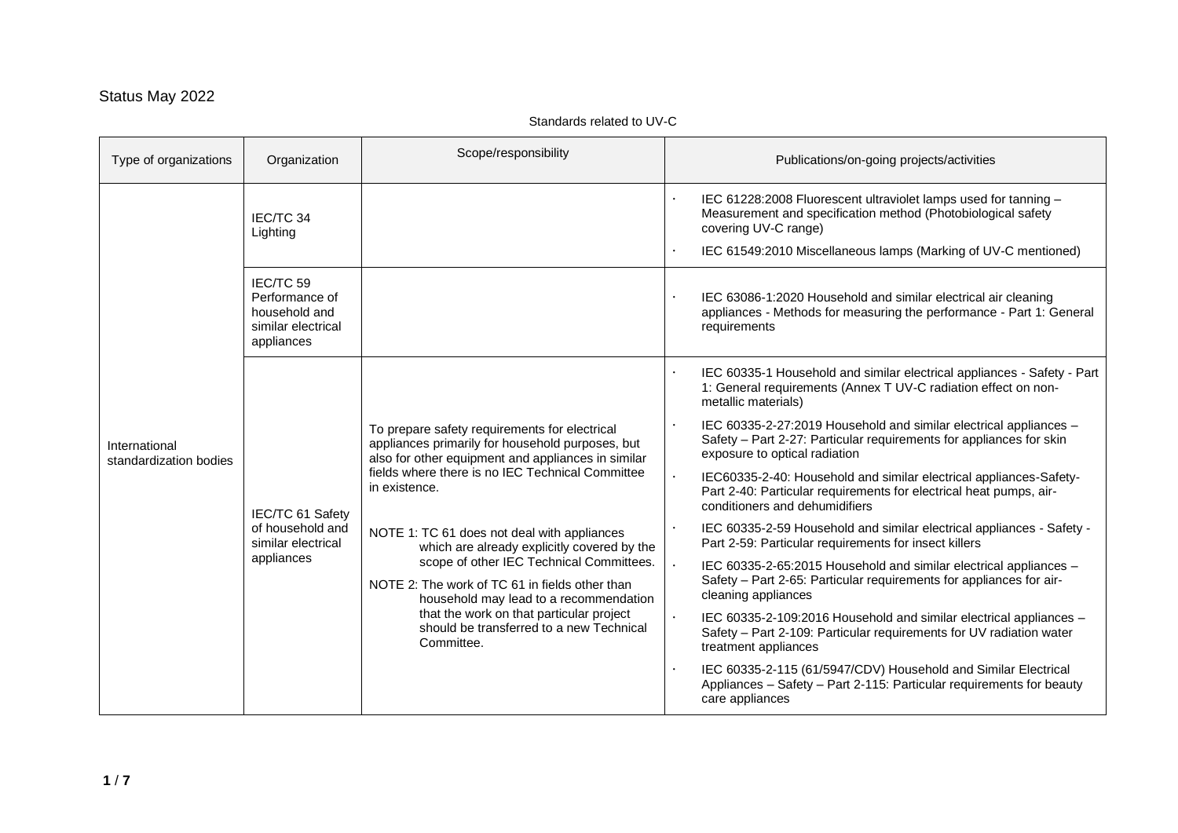Status May 2022

Standards related to UV-C

| Type of organizations | Organization | Scope/responsibility | Publications/on-going projects/activities |
|---|---|---|---|
| International standardization bodies | IEC/TC 34 Lighting | | · IEC 61228:2008 Fluorescent ultraviolet lamps used for tanning – Measurement and specification method (Photobiological safety covering UV-C range)<br>· IEC 61549:2010 Miscellaneous lamps (Marking of UV-C mentioned) |
| | IEC/TC 59 Performance of household and similar electrical appliances | | · IEC 63086-1:2020 Household and similar electrical air cleaning appliances - Methods for measuring the performance - Part 1: General requirements |
| | IEC/TC 61 Safety of household and similar electrical appliances | To prepare safety requirements for electrical appliances primarily for household purposes, but also for other equipment and appliances in similar fields where there is no IEC Technical Committee in existence.<br><br>NOTE 1: TC 61 does not deal with appliances which are already explicitly covered by the scope of other IEC Technical Committees.<br>NOTE 2: The work of TC 61 in fields other than household may lead to a recommendation that the work on that particular project should be transferred to a new Technical Committee. | · IEC 60335-1 Household and similar electrical appliances - Safety - Part 1: General requirements (Annex T UV-C radiation effect on non-metallic materials)<br>· IEC 60335-2-27:2019 Household and similar electrical appliances – Safety – Part 2-27: Particular requirements for appliances for skin exposure to optical radiation<br>· IEC60335-2-40: Household and similar electrical appliances-Safety-Part 2-40: Particular requirements for electrical heat pumps, air-conditioners and dehumidifiers<br>· IEC 60335-2-59 Household and similar electrical appliances - Safety - Part 2-59: Particular requirements for insect killers<br>· IEC 60335-2-65:2015 Household and similar electrical appliances – Safety – Part 2-65: Particular requirements for appliances for air-cleaning appliances<br>· IEC 60335-2-109:2016 Household and similar electrical appliances – Safety – Part 2-109: Particular requirements for UV radiation water treatment appliances<br>· IEC 60335-2-115 (61/5947/CDV) Household and Similar Electrical Appliances – Safety – Part 2-115: Particular requirements for beauty care appliances |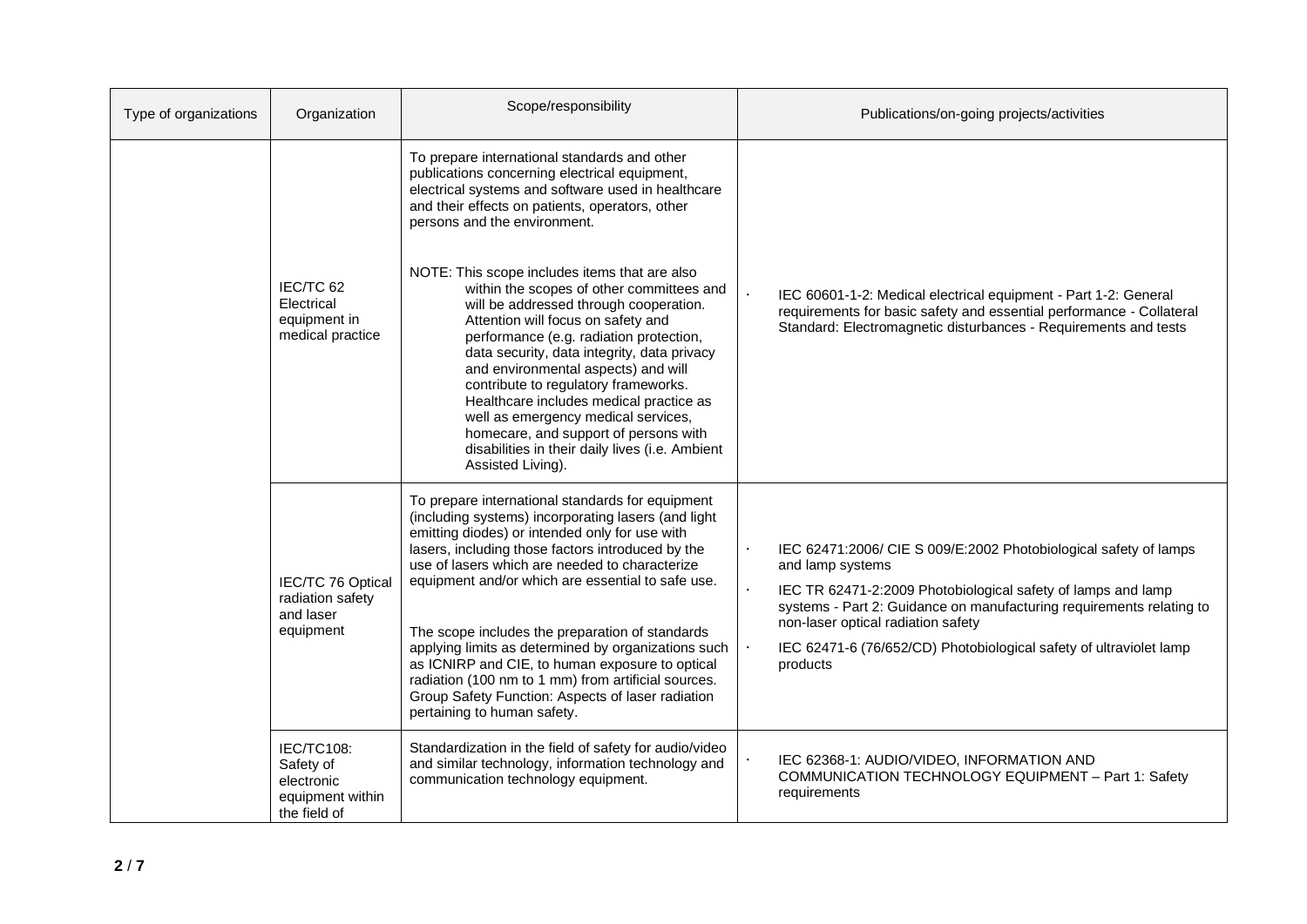| Type of organizations | Organization | Scope/responsibility | Publications/on-going projects/activities |
|---|---|---|---|
| | IEC/TC 62 Electrical equipment in medical practice | To prepare international standards and other publications concerning electrical equipment, electrical systems and software used in healthcare and their effects on patients, operators, other persons and the environment.<br><br>NOTE: This scope includes items that are also within the scopes of other committees and will be addressed through cooperation. Attention will focus on safety and performance (e.g. radiation protection, data security, data integrity, data privacy and environmental aspects) and will contribute to regulatory frameworks. Healthcare includes medical practice as well as emergency medical services, homecare, and support of persons with disabilities in their daily lives (i.e. Ambient Assisted Living). | · IEC 60601-1-2: Medical electrical equipment - Part 1-2: General requirements for basic safety and essential performance - Collateral Standard: Electromagnetic disturbances - Requirements and tests |
| | IEC/TC 76 Optical radiation safety and laser equipment | To prepare international standards for equipment (including systems) incorporating lasers (and light emitting diodes) or intended only for use with lasers, including those factors introduced by the use of lasers which are needed to characterize equipment and/or which are essential to safe use.<br><br>The scope includes the preparation of standards applying limits as determined by organizations such as ICNIRP and CIE, to human exposure to optical radiation (100 nm to 1 mm) from artificial sources. Group Safety Function: Aspects of laser radiation pertaining to human safety. | · IEC 62471:2006/ CIE S 009/E:2002 Photobiological safety of lamps and lamp systems<br>· IEC TR 62471-2:2009 Photobiological safety of lamps and lamp systems - Part 2: Guidance on manufacturing requirements relating to non-laser optical radiation safety<br>· IEC 62471-6 (76/652/CD) Photobiological safety of ultraviolet lamp products |
| | IEC/TC108: Safety of electronic equipment within the field of | Standardization in the field of safety for audio/video and similar technology, information technology and communication technology equipment. | · IEC 62368-1: AUDIO/VIDEO, INFORMATION AND COMMUNICATION TECHNOLOGY EQUIPMENT – Part 1: Safety requirements |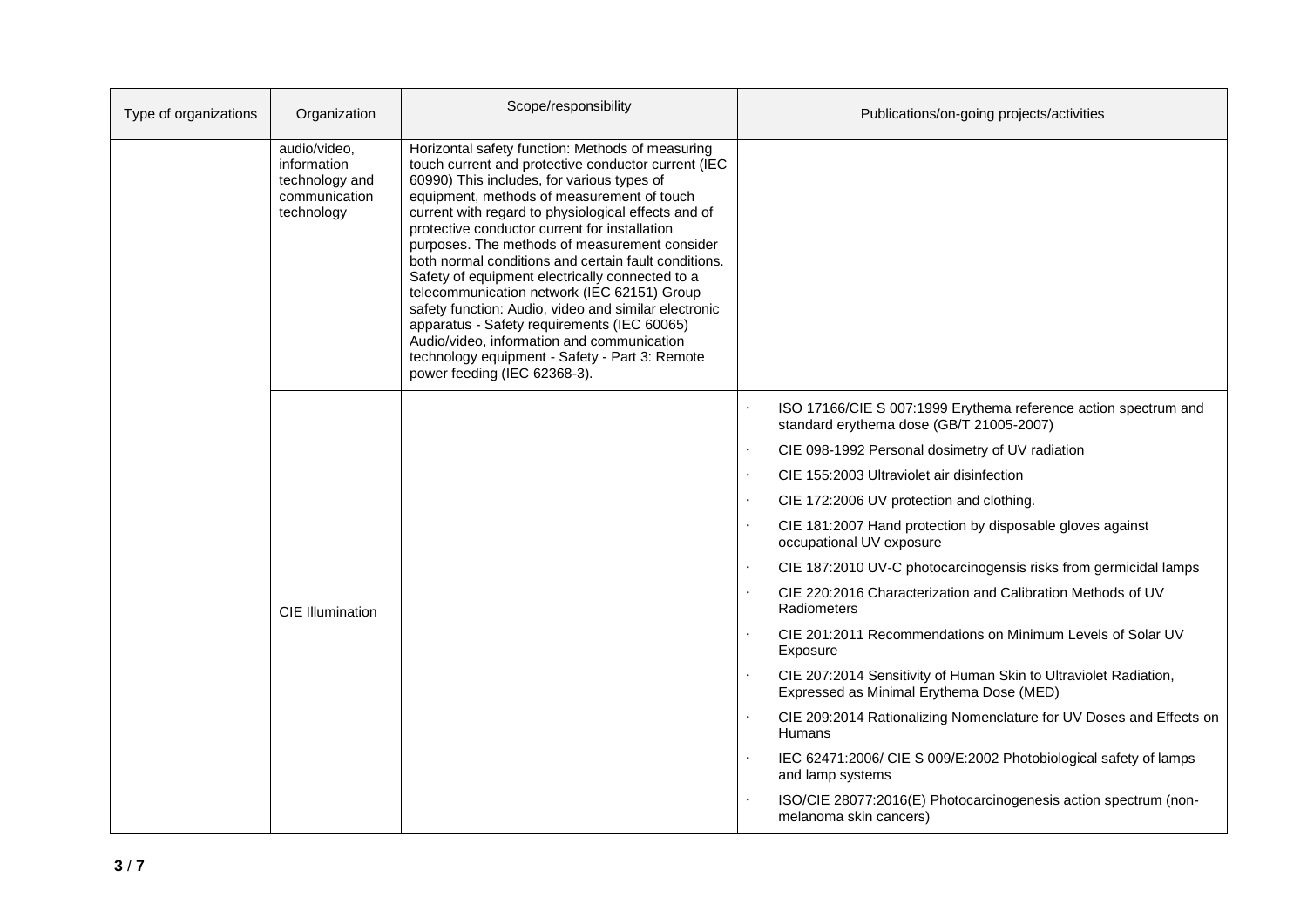| Type of organizations | Organization | Scope/responsibility | Publications/on-going projects/activities |
|---|---|---|---|
| | audio/video, information technology and communication technology | Horizontal safety function: Methods of measuring touch current and protective conductor current (IEC 60990) This includes, for various types of equipment, methods of measurement of touch current with regard to physiological effects and of protective conductor current for installation purposes. The methods of measurement consider both normal conditions and certain fault conditions. Safety of equipment electrically connected to a telecommunication network (IEC 62151) Group safety function: Audio, video and similar electronic apparatus - Safety requirements (IEC 60065) Audio/video, information and communication technology equipment - Safety - Part 3: Remote power feeding (IEC 62368-3). | |
| | CIE Illumination | | · ISO 17166/CIE S 007:1999 Erythema reference action spectrum and standard erythema dose (GB/T 21005-2007)<br>· CIE 098-1992 Personal dosimetry of UV radiation<br>· CIE 155:2003 Ultraviolet air disinfection<br>· CIE 172:2006 UV protection and clothing.<br>· CIE 181:2007 Hand protection by disposable gloves against occupational UV exposure<br>· CIE 187:2010 UV-C photocarcinogensis risks from germicidal lamps<br>· CIE 220:2016 Characterization and Calibration Methods of UV Radiometers<br>· CIE 201:2011 Recommendations on Minimum Levels of Solar UV Exposure<br>· CIE 207:2014 Sensitivity of Human Skin to Ultraviolet Radiation, Expressed as Minimal Erythema Dose (MED)<br>· CIE 209:2014 Rationalizing Nomenclature for UV Doses and Effects on Humans<br>· IEC 62471:2006/ CIE S 009/E:2002 Photobiological safety of lamps and lamp systems<br>· ISO/CIE 28077:2016(E) Photocarcinogenesis action spectrum (non-melanoma skin cancers) |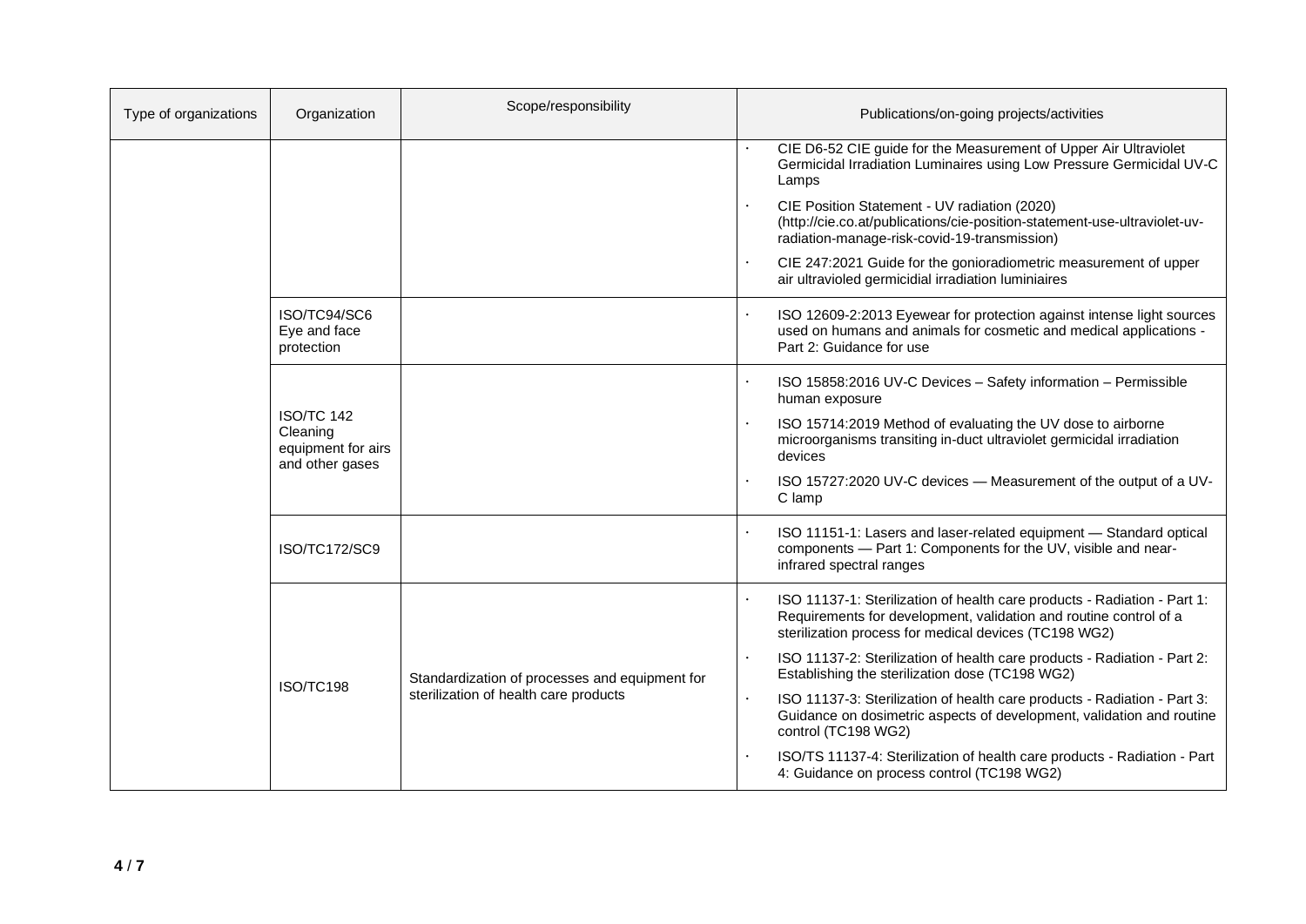| Type of organizations | Organization | Scope/responsibility | Publications/on-going projects/activities |
|---|---|---|---|
| | | | · CIE D6-52 CIE guide for the Measurement of Upper Air Ultraviolet Germicidal Irradiation Luminaires using Low Pressure Germicidal UV-C Lamps<br>· CIE Position Statement - UV radiation (2020) (http://cie.co.at/publications/cie-position-statement-use-ultraviolet-uv-radiation-manage-risk-covid-19-transmission)<br>· CIE 247:2021 Guide for the gonioradiometric measurement of upper air ultravioled germicidial irradiation luminiaires |
| | ISO/TC94/SC6 Eye and face protection | | · ISO 12609-2:2013 Eyewear for protection against intense light sources used on humans and animals for cosmetic and medical applications - Part 2: Guidance for use |
| | ISO/TC 142 Cleaning equipment for airs and other gases | | · ISO 15858:2016 UV-C Devices – Safety information – Permissible human exposure<br>· ISO 15714:2019 Method of evaluating the UV dose to airborne microorganisms transiting in-duct ultraviolet germicidal irradiation devices<br>· ISO 15727:2020 UV-C devices — Measurement of the output of a UV-C lamp |
| | ISO/TC172/SC9 | | · ISO 11151-1: Lasers and laser-related equipment — Standard optical components — Part 1: Components for the UV, visible and near-infrared spectral ranges |
| | ISO/TC198 | Standardization of processes and equipment for sterilization of health care products | · ISO 11137-1: Sterilization of health care products - Radiation - Part 1: Requirements for development, validation and routine control of a sterilization process for medical devices (TC198 WG2)<br>· ISO 11137-2: Sterilization of health care products - Radiation - Part 2: Establishing the sterilization dose (TC198 WG2)<br>· ISO 11137-3: Sterilization of health care products - Radiation - Part 3: Guidance on dosimetric aspects of development, validation and routine control (TC198 WG2)<br>· ISO/TS 11137-4: Sterilization of health care products - Radiation - Part 4: Guidance on process control (TC198 WG2) |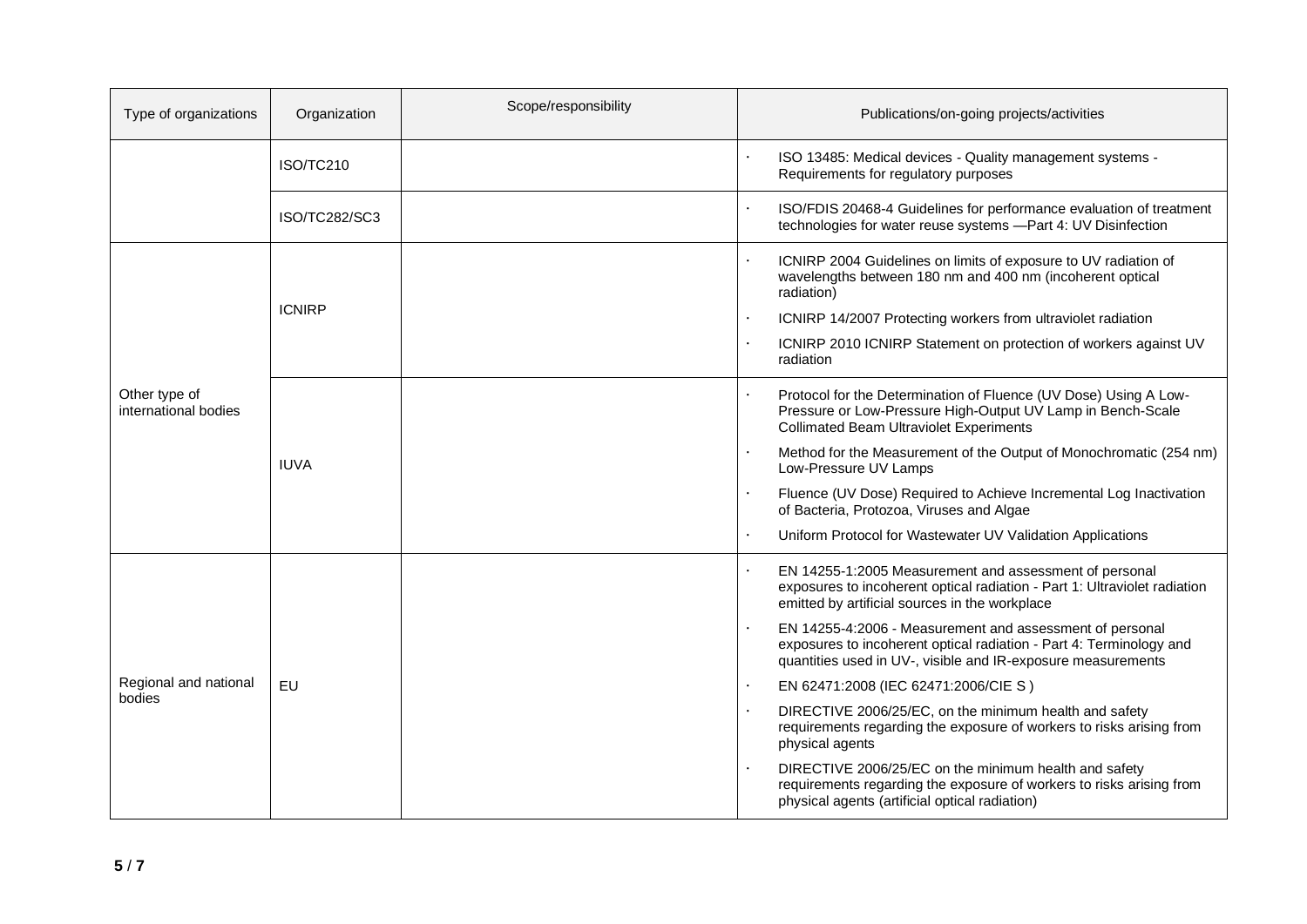| Type of organizations | Organization | Scope/responsibility | Publications/on-going projects/activities |
|---|---|---|---|
| | ISO/TC210 | | · ISO 13485: Medical devices - Quality management systems - Requirements for regulatory purposes |
| | ISO/TC282/SC3 | | · ISO/FDIS 20468-4 Guidelines for performance evaluation of treatment technologies for water reuse systems —Part 4: UV Disinfection |
| Other type of international bodies | ICNIRP | | · ICNIRP 2004 Guidelines on limits of exposure to UV radiation of wavelengths between 180 nm and 400 nm (incoherent optical radiation)<br>· ICNIRP 14/2007 Protecting workers from ultraviolet radiation<br>· ICNIRP 2010 ICNIRP Statement on protection of workers against UV radiation |
| | IUVA | | · Protocol for the Determination of Fluence (UV Dose) Using A Low-Pressure or Low-Pressure High-Output UV Lamp in Bench-Scale Collimated Beam Ultraviolet Experiments<br>· Method for the Measurement of the Output of Monochromatic (254 nm) Low-Pressure UV Lamps<br>· Fluence (UV Dose) Required to Achieve Incremental Log Inactivation of Bacteria, Protozoa, Viruses and Algae<br>· Uniform Protocol for Wastewater UV Validation Applications |
| Regional and national bodies | EU | | · EN 14255-1:2005 Measurement and assessment of personal exposures to incoherent optical radiation - Part 1: Ultraviolet radiation emitted by artificial sources in the workplace<br>· EN 14255-4:2006 - Measurement and assessment of personal exposures to incoherent optical radiation - Part 4: Terminology and quantities used in UV-, visible and IR-exposure measurements<br>· EN 62471:2008 (IEC 62471:2006/CIE S )<br>· DIRECTIVE 2006/25/EC, on the minimum health and safety requirements regarding the exposure of workers to risks arising from physical agents<br>· DIRECTIVE 2006/25/EC on the minimum health and safety requirements regarding the exposure of workers to risks arising from physical agents (artificial optical radiation) |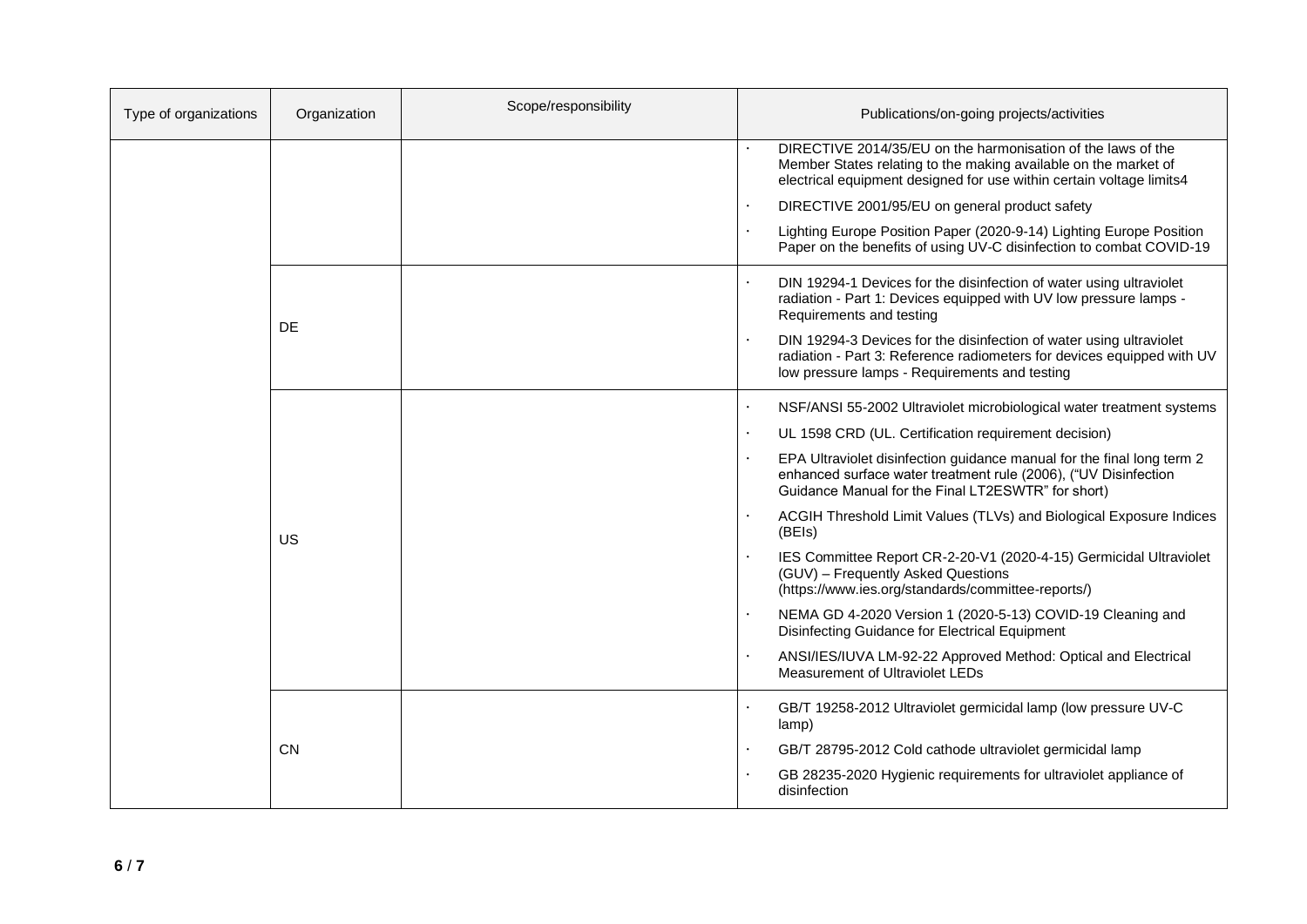| Type of organizations | Organization | Scope/responsibility | Publications/on-going projects/activities |
|---|---|---|---|
| | | | · DIRECTIVE 2014/35/EU on the harmonisation of the laws of the Member States relating to the making available on the market of electrical equipment designed for use within certain voltage limits4<br>· DIRECTIVE 2001/95/EU on general product safety<br>· Lighting Europe Position Paper (2020-9-14) Lighting Europe Position Paper on the benefits of using UV-C disinfection to combat COVID-19 |
| | DE | | · DIN 19294-1 Devices for the disinfection of water using ultraviolet radiation - Part 1: Devices equipped with UV low pressure lamps - Requirements and testing<br>· DIN 19294-3 Devices for the disinfection of water using ultraviolet radiation - Part 3: Reference radiometers for devices equipped with UV low pressure lamps - Requirements and testing |
| | US | | · NSF/ANSI 55-2002 Ultraviolet microbiological water treatment systems<br>· UL 1598 CRD (UL. Certification requirement decision)<br>· EPA Ultraviolet disinfection guidance manual for the final long term 2 enhanced surface water treatment rule (2006), ("UV Disinfection Guidance Manual for the Final LT2ESWTR" for short)<br>· ACGIH Threshold Limit Values (TLVs) and Biological Exposure Indices (BEIs)<br>· IES Committee Report CR-2-20-V1 (2020-4-15) Germicidal Ultraviolet (GUV) – Frequently Asked Questions (https://www.ies.org/standards/committee-reports/)<br>· NEMA GD 4-2020 Version 1 (2020-5-13) COVID-19 Cleaning and Disinfecting Guidance for Electrical Equipment<br>· ANSI/IES/IUVA LM-92-22 Approved Method: Optical and Electrical Measurement of Ultraviolet LEDs |
| | CN | | · GB/T 19258-2012 Ultraviolet germicidal lamp (low pressure UV-C lamp)<br>· GB/T 28795-2012 Cold cathode ultraviolet germicidal lamp<br>· GB 28235-2020 Hygienic requirements for ultraviolet appliance of disinfection |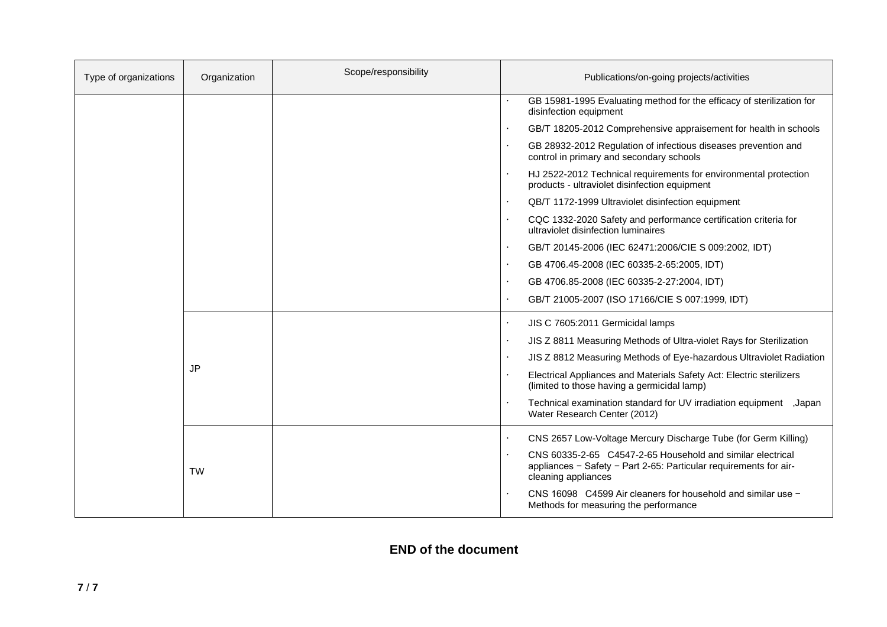| Type of organizations | Organization | Scope/responsibility | Publications/on-going projects/activities |
|---|---|---|---|
| | | | · GB 15981-1995 Evaluating method for the efficacy of sterilization for disinfection equipment<br>· GB/T 18205-2012 Comprehensive appraisement for health in schools<br>· GB 28932-2012 Regulation of infectious diseases prevention and control in primary and secondary schools<br>· HJ 2522-2012 Technical requirements for environmental protection products - ultraviolet disinfection equipment<br>· QB/T 1172-1999 Ultraviolet disinfection equipment<br>· CQC 1332-2020 Safety and performance certification criteria for ultraviolet disinfection luminaires<br>· GB/T 20145-2006 (IEC 62471:2006/CIE S 009:2002, IDT)<br>· GB 4706.45-2008 (IEC 60335-2-65:2005, IDT)<br>· GB 4706.85-2008 (IEC 60335-2-27:2004, IDT)<br>· GB/T 21005-2007 (ISO 17166/CIE S 007:1999, IDT) |
| | JP | | · JIS C 7605:2011 Germicidal lamps<br>· JIS Z 8811 Measuring Methods of Ultra-violet Rays for Sterilization<br>· JIS Z 8812 Measuring Methods of Eye-hazardous Ultraviolet Radiation<br>· Electrical Appliances and Materials Safety Act: Electric sterilizers (limited to those having a germicidal lamp)<br>· Technical examination standard for UV irradiation equipment ,Japan Water Research Center (2012) |
| | TW | | · CNS 2657 Low-Voltage Mercury Discharge Tube (for Germ Killing)<br>· CNS 60335-2-65 C4547-2-65 Household and similar electrical appliances − Safety − Part 2-65: Particular requirements for air-cleaning appliances<br>· CNS 16098 C4599 Air cleaners for household and similar use − Methods for measuring the performance |

**END of the document**